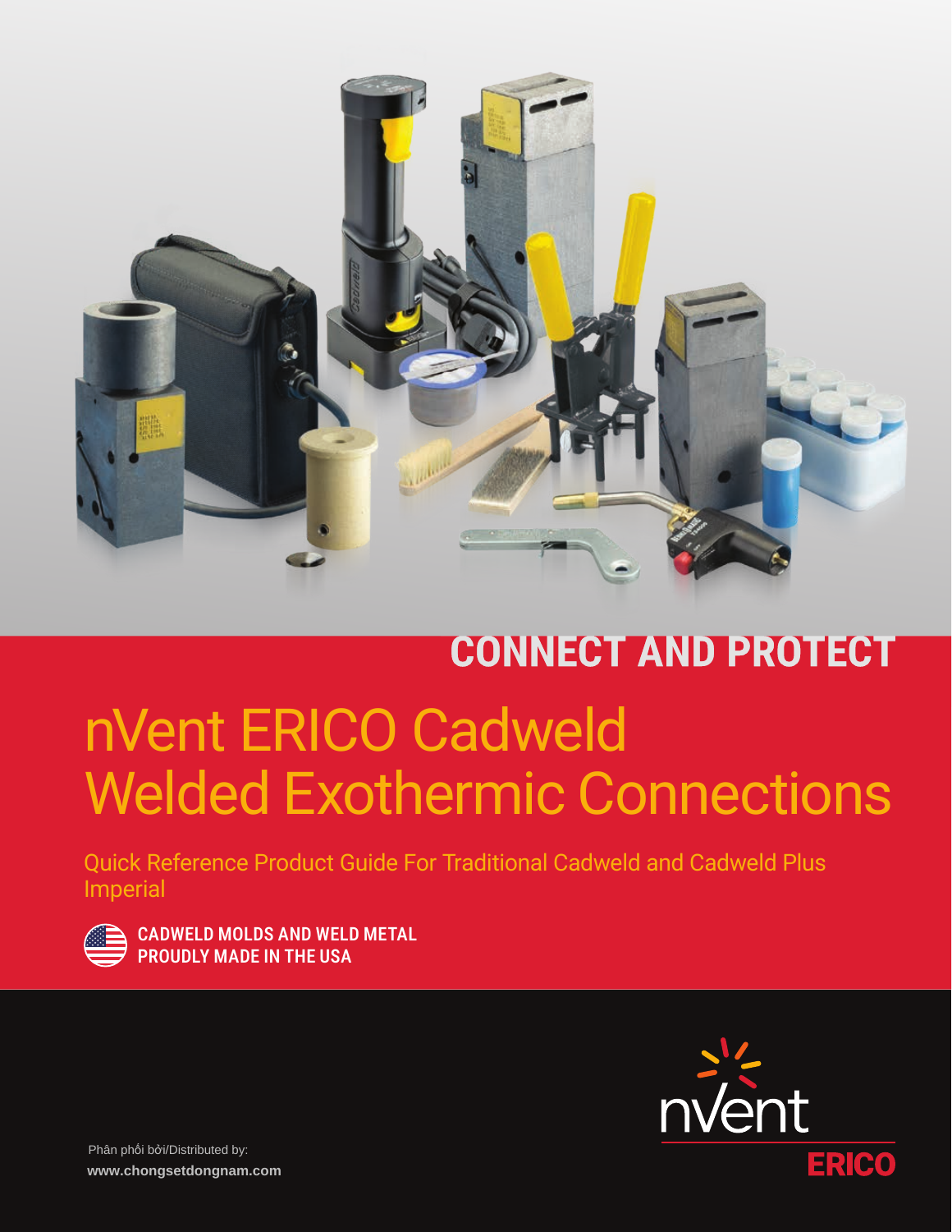## CONNECT AND PROTECT

# nVent ERICO Cadweld Welded Exothermic Connections

Quick Reference Product Guide For Traditional Cadweld and Cadweld Plus Imperial

**CADWELD MOLDS AND WELD METAL PROUDLY MADE IN THE USA**

Phân phối bởi/Distributed by:
**www.chongsetdongnam.com**

nVent
ERICO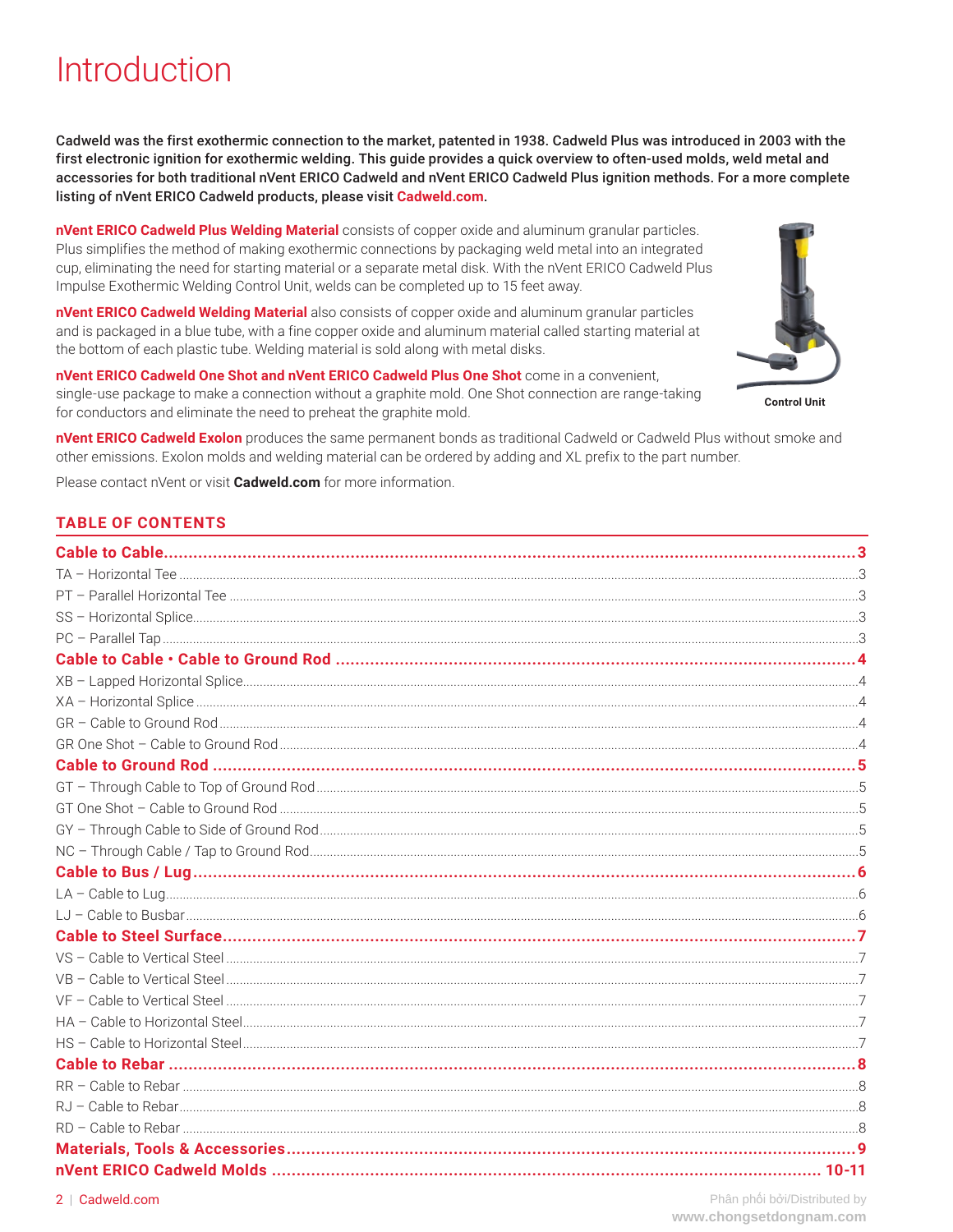# Introduction

**Cadweld was the first exothermic connection to the market, patented in 1938. Cadweld Plus was introduced in 2003 with the first electronic ignition for exothermic welding. This guide provides a quick overview to often-used molds, weld metal and accessories for both traditional nVent ERICO Cadweld and nVent ERICO Cadweld Plus ignition methods. For a more complete listing of nVent ERICO Cadweld products, please visit Cadweld.com.**

**nVent ERICO Cadweld Plus Welding Material** consists of copper oxide and aluminum granular particles. Plus simplifies the method of making exothermic connections by packaging weld metal into an integrated cup, eliminating the need for starting material or a separate metal disk. With the nVent ERICO Cadweld Plus Impulse Exothermic Welding Control Unit, welds can be completed up to 15 feet away.

**nVent ERICO Cadweld Welding Material** also consists of copper oxide and aluminum granular particles and is packaged in a blue tube, with a fine copper oxide and aluminum material called starting material at the bottom of each plastic tube. Welding material is sold along with metal disks.

**nVent ERICO Cadweld One Shot and nVent ERICO Cadweld Plus One Shot** come in a convenient, single-use package to make a connection without a graphite mold. One Shot connection are range-taking for conductors and eliminate the need to preheat the graphite mold.

Control Unit

**nVent ERICO Cadweld Exolon** produces the same permanent bonds as traditional Cadweld or Cadweld Plus without smoke and other emissions. Exolon molds and welding material can be ordered by adding and XL prefix to the part number.

Please contact nVent or visit **Cadweld.com** for more information.

## TABLE OF CONTENTS

**Cable to Cable** ..... **3**
- TA – Horizontal Tee ..... 3
- PT – Parallel Horizontal Tee ..... 3
- SS – Horizontal Splice ..... 3
- PC – Parallel Tap ..... 3

**Cable to Cable • Cable to Ground Rod** ..... **4**
- XB – Lapped Horizontal Splice ..... 4
- XA – Horizontal Splice ..... 4
- GR – Cable to Ground Rod ..... 4
- GR One Shot – Cable to Ground Rod ..... 4

**Cable to Ground Rod** ..... **5**
- GT – Through Cable to Top of Ground Rod ..... 5
- GT One Shot – Cable to Ground Rod ..... 5
- GY – Through Cable to Side of Ground Rod ..... 5
- NC – Through Cable / Tap to Ground Rod ..... 5

**Cable to Bus / Lug** ..... **6**
- LA – Cable to Lug ..... 6
- LJ – Cable to Busbar ..... 6

**Cable to Steel Surface** ..... **7**
- VS – Cable to Vertical Steel ..... 7
- VB – Cable to Vertical Steel ..... 7
- VF – Cable to Vertical Steel ..... 7
- HA – Cable to Horizontal Steel ..... 7
- HS – Cable to Horizontal Steel ..... 7

**Cable to Rebar** ..... **8**
- RR – Cable to Rebar ..... 8
- RJ – Cable to Rebar ..... 8
- RD – Cable to Rebar ..... 8

**Materials, Tools & Accessories** ..... **9**

**nVent ERICO Cadweld Molds** ..... **10-11**

Phân phối bởi/Distributed by
www.chongsetdongnam.com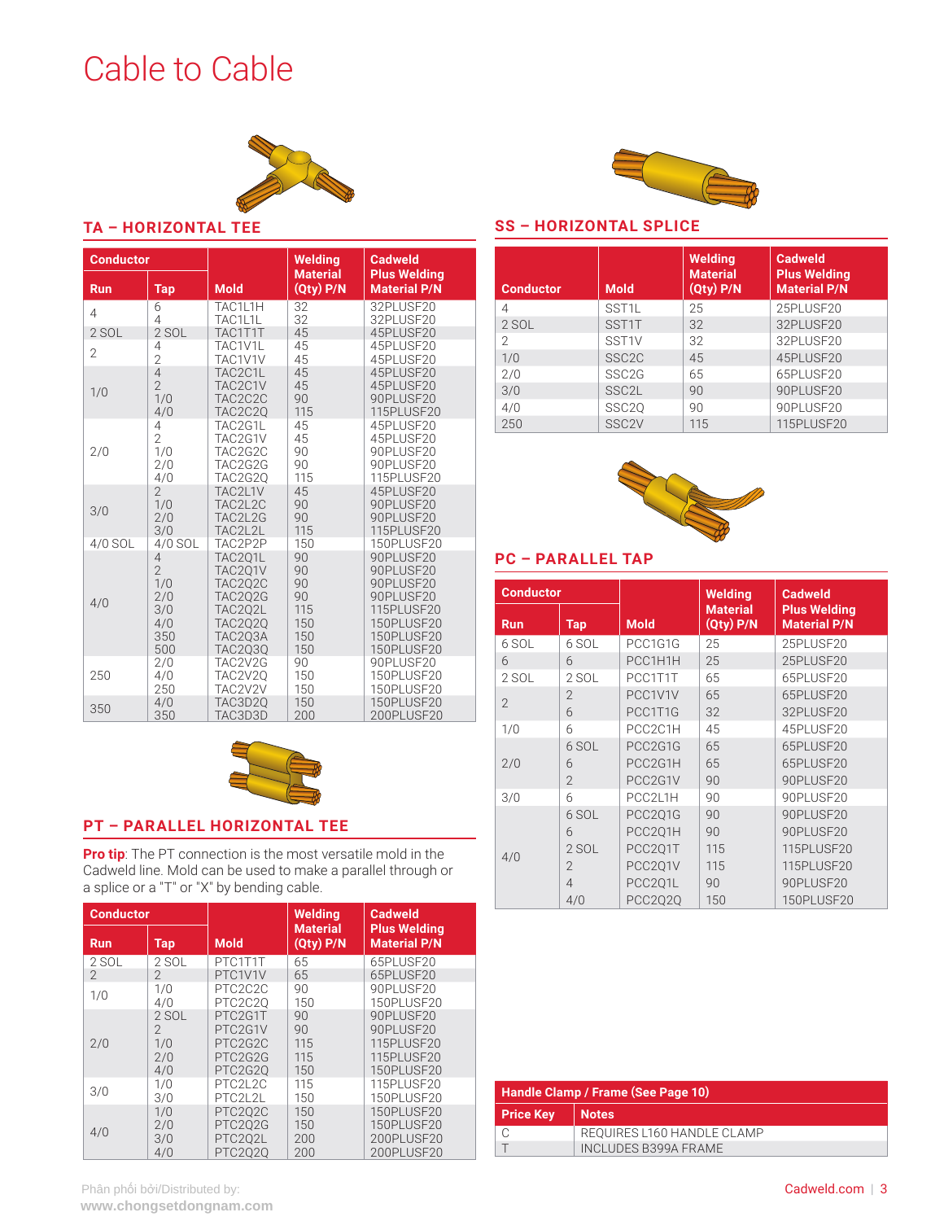# Cable to Cable

## TA – HORIZONTAL TEE

| Conductor | | Mold | Welding Material (Qty) P/N | Cadweld Plus Welding Material P/N |
|---|---|---|---|---|
| Run | Tap | | | |
| 4 | 6 | TAC1L1H | 32 | 32PLUSF20 |
| | 4 | TAC1L1L | 32 | 32PLUSF20 |
| 2 SOL | 2 SOL | TAC1T1T | 45 | 45PLUSF20 |
| 2 | 4 | TAC1V1L | 45 | 45PLUSF20 |
| | 2 | TAC1V1V | 45 | 45PLUSF20 |
| 1/0 | 4 | TAC2C1L | 45 | 45PLUSF20 |
| | 2 | TAC2C1V | 45 | 45PLUSF20 |
| | 1/0 | TAC2C2C | 90 | 90PLUSF20 |
| | 4/0 | TAC2C2Q | 115 | 115PLUSF20 |
| 2/0 | 4 | TAC2G1L | 45 | 45PLUSF20 |
| | 2 | TAC2G1V | 45 | 45PLUSF20 |
| | 1/0 | TAC2G2C | 90 | 90PLUSF20 |
| | 2/0 | TAC2G2G | 90 | 90PLUSF20 |
| | 4/0 | TAC2G2Q | 115 | 115PLUSF20 |
| 3/0 | 2 | TAC2L1V | 45 | 45PLUSF20 |
| | 1/0 | TAC2L2C | 90 | 90PLUSF20 |
| | 2/0 | TAC2L2G | 90 | 90PLUSF20 |
| | 3/0 | TAC2L2L | 115 | 115PLUSF20 |
| 4/0 SOL | 4/0 SOL | TAC2P2P | 150 | 150PLUSF20 |
| 4/0 | 4 | TAC2Q1L | 90 | 90PLUSF20 |
| | 2 | TAC2Q1V | 90 | 90PLUSF20 |
| | 1/0 | TAC2Q2C | 90 | 90PLUSF20 |
| | 2/0 | TAC2Q2G | 90 | 90PLUSF20 |
| | 3/0 | TAC2Q2L | 115 | 115PLUSF20 |
| | 4/0 | TAC2Q2Q | 150 | 150PLUSF20 |
| | 350 | TAC2Q3A | 150 | 150PLUSF20 |
| | 500 | TAC2Q3Q | 150 | 150PLUSF20 |
| 250 | 2/0 | TAC2V2G | 90 | 90PLUSF20 |
| | 4/0 | TAC2V2Q | 150 | 150PLUSF20 |
| | 250 | TAC2V2V | 150 | 150PLUSF20 |
| 350 | 4/0 | TAC3D2Q | 150 | 150PLUSF20 |
| | 350 | TAC3D3D | 200 | 200PLUSF20 |

## PT – PARALLEL HORIZONTAL TEE

**Pro tip**: The PT connection is the most versatile mold in the Cadweld line. Mold can be used to make a parallel through or a splice or a "T" or "X" by bending cable.

| Conductor | | Mold | Welding Material (Qty) P/N | Cadweld Plus Welding Material P/N |
|---|---|---|---|---|
| Run | Tap | | | |
| 2 SOL | 2 SOL | PTC1T1T | 65 | 65PLUSF20 |
| 2 | 2 | PTC1V1V | 65 | 65PLUSF20 |
| 1/0 | 1/0 | PTC2C2C | 90 | 90PLUSF20 |
| | 4/0 | PTC2C2Q | 150 | 150PLUSF20 |
| 2/0 | 2 SOL | PTC2G1T | 90 | 90PLUSF20 |
| | 2 | PTC2G1V | 90 | 90PLUSF20 |
| | 1/0 | PTC2G2C | 115 | 115PLUSF20 |
| | 2/0 | PTC2G2G | 115 | 115PLUSF20 |
| | 4/0 | PTC2G2Q | 150 | 150PLUSF20 |
| 3/0 | 1/0 | PTC2L2C | 115 | 115PLUSF20 |
| | 3/0 | PTC2L2L | 150 | 150PLUSF20 |
| 4/0 | 1/0 | PTC2Q2C | 150 | 150PLUSF20 |
| | 2/0 | PTC2Q2G | 150 | 150PLUSF20 |
| | 3/0 | PTC2Q2L | 200 | 200PLUSF20 |
| | 4/0 | PTC2Q2Q | 200 | 200PLUSF20 |

## SS – HORIZONTAL SPLICE

| Conductor | Mold | Welding Material (Qty) P/N | Cadweld Plus Welding Material P/N |
|---|---|---|---|
| 4 | SST1L | 25 | 25PLUSF20 |
| 2 SOL | SST1T | 32 | 32PLUSF20 |
| 2 | SST1V | 32 | 32PLUSF20 |
| 1/0 | SSC2C | 45 | 45PLUSF20 |
| 2/0 | SSC2G | 65 | 65PLUSF20 |
| 3/0 | SSC2L | 90 | 90PLUSF20 |
| 4/0 | SSC2Q | 90 | 90PLUSF20 |
| 250 | SSC2V | 115 | 115PLUSF20 |

## PC – PARALLEL TAP

| Conductor | | Mold | Welding Material (Qty) P/N | Cadweld Plus Welding Material P/N |
|---|---|---|---|---|
| Run | Tap | | | |
| 6 SOL | 6 SOL | PCC1G1G | 25 | 25PLUSF20 |
| 6 | 6 | PCC1H1H | 25 | 25PLUSF20 |
| 2 SOL | 2 SOL | PCC1T1T | 65 | 65PLUSF20 |
| 2 | 2 | PCC1V1V | 65 | 65PLUSF20 |
| | 6 | PCC1T1G | 32 | 32PLUSF20 |
| 1/0 | 6 | PCC2C1H | 45 | 45PLUSF20 |
| 2/0 | 6 SOL | PCC2G1G | 65 | 65PLUSF20 |
| | 6 | PCC2G1H | 65 | 65PLUSF20 |
| | 2 | PCC2G1V | 90 | 90PLUSF20 |
| 3/0 | 6 | PCC2L1H | 90 | 90PLUSF20 |
| 4/0 | 6 SOL | PCC2Q1G | 90 | 90PLUSF20 |
| | 6 | PCC2Q1H | 90 | 90PLUSF20 |
| | 2 SOL | PCC2Q1T | 115 | 115PLUSF20 |
| | 2 | PCC2Q1V | 115 | 115PLUSF20 |
| | 4 | PCC2Q1L | 90 | 90PLUSF20 |
| | 4/0 | PCC2Q2Q | 150 | 150PLUSF20 |

| Handle Clamp / Frame (See Page 10) | |
|---|---|
| **Price Key** | **Notes** |
| C | REQUIRES L160 HANDLE CLAMP |
| T | INCLUDES B399A FRAME |

Phân phối bởi/Distributed by: www.chongsetdongnam.com

Cadweld.com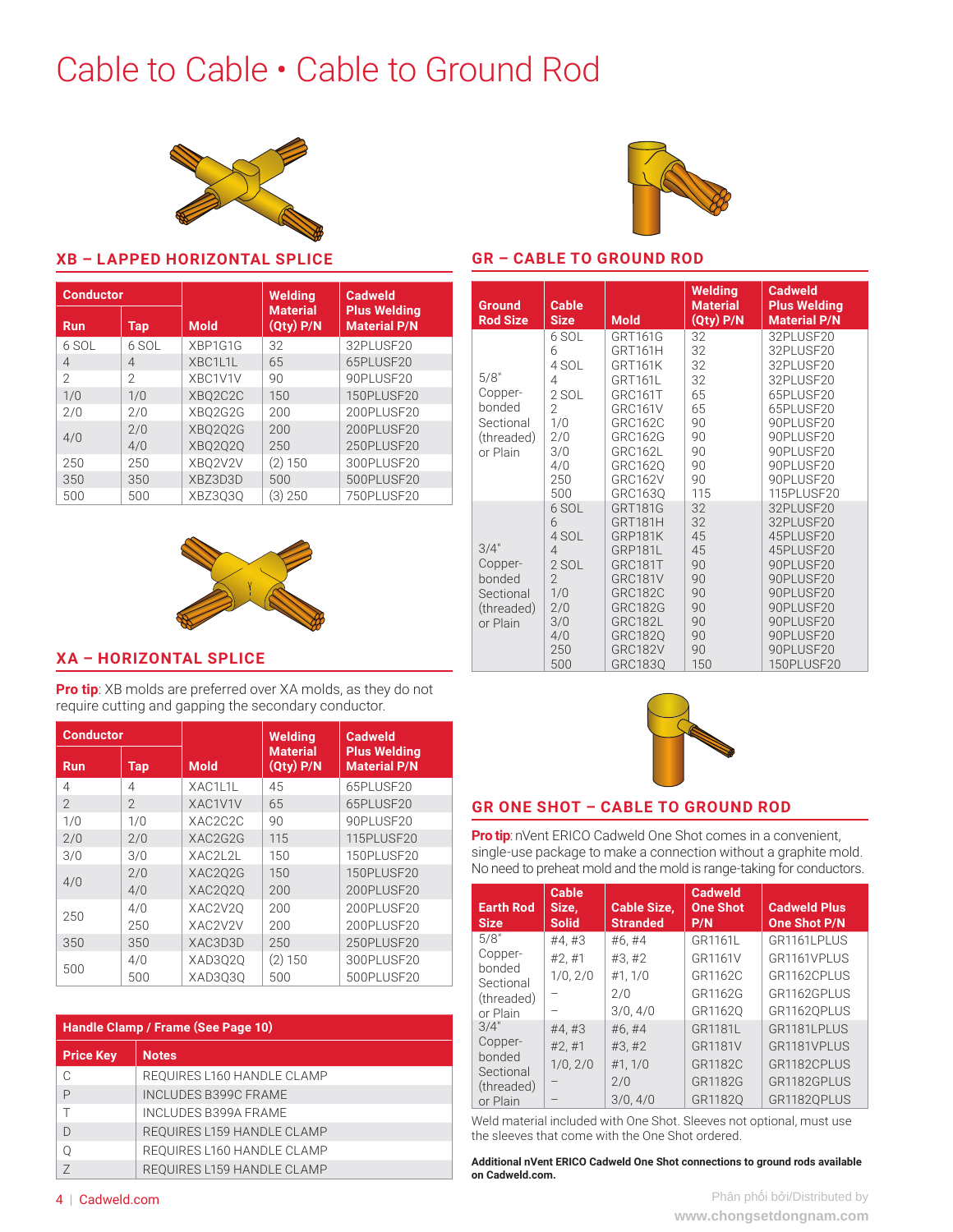# Cable to Cable • Cable to Ground Rod

## XB – LAPPED HORIZONTAL SPLICE

| Conductor | | Mold | Welding Material (Qty) P/N | Cadweld Plus Welding Material P/N |
|---|---|---|---|---|
| Run | Tap | | | |
| 6 SOL | 6 SOL | XBP1G1G | 32 | 32PLUSF20 |
| 4 | 4 | XBC1L1L | 65 | 65PLUSF20 |
| 2 | 2 | XBC1V1V | 90 | 90PLUSF20 |
| 1/0 | 1/0 | XBQ2C2C | 150 | 150PLUSF20 |
| 2/0 | 2/0 | XBQ2G2G | 200 | 200PLUSF20 |
| 4/0 | 2/0 | XBQ2Q2G | 200 | 200PLUSF20 |
| | 4/0 | XBQ2Q2Q | 250 | 250PLUSF20 |
| 250 | 250 | XBQ2V2V | (2) 150 | 300PLUSF20 |
| 350 | 350 | XBZ3D3D | 500 | 500PLUSF20 |
| 500 | 500 | XBZ3Q3Q | (3) 250 | 750PLUSF20 |

## XA – HORIZONTAL SPLICE

**Pro tip**: XB molds are preferred over XA molds, as they do not require cutting and gapping the secondary conductor.

| Conductor | | Mold | Welding Material (Qty) P/N | Cadweld Plus Welding Material P/N |
|---|---|---|---|---|
| Run | Tap | | | |
| 4 | 4 | XAC1L1L | 45 | 65PLUSF20 |
| 2 | 2 | XAC1V1V | 65 | 65PLUSF20 |
| 1/0 | 1/0 | XAC2C2C | 90 | 90PLUSF20 |
| 2/0 | 2/0 | XAC2G2G | 115 | 115PLUSF20 |
| 3/0 | 3/0 | XAC2L2L | 150 | 150PLUSF20 |
| 4/0 | 2/0 | XAC2Q2G | 150 | 150PLUSF20 |
| | 4/0 | XAC2Q2Q | 200 | 200PLUSF20 |
| 250 | 4/0 | XAC2V2Q | 200 | 200PLUSF20 |
| | 250 | XAC2V2V | 200 | 200PLUSF20 |
| 350 | 350 | XAC3D3D | 250 | 250PLUSF20 |
| 500 | 4/0 | XAD3Q2Q | (2) 150 | 300PLUSF20 |
| | 500 | XAD3Q3Q | 500 | 500PLUSF20 |

| Handle Clamp / Frame (See Page 10) | |
|---|---|
| Price Key | Notes |
| C | REQUIRES L160 HANDLE CLAMP |
| P | INCLUDES B399C FRAME |
| T | INCLUDES B399A FRAME |
| D | REQUIRES L159 HANDLE CLAMP |
| Q | REQUIRES L160 HANDLE CLAMP |
| Z | REQUIRES L159 HANDLE CLAMP |

## GR – CABLE TO GROUND ROD

| Ground Rod Size | Cable Size | Mold | Welding Material (Qty) P/N | Cadweld Plus Welding Material P/N |
|---|---|---|---|---|
| 5/8" Copper-bonded Sectional (threaded) or Plain | 6 SOL | GRT161G | 32 | 32PLUSF20 |
| | 6 | GRT161H | 32 | 32PLUSF20 |
| | 4 SOL | GRT161K | 32 | 32PLUSF20 |
| | 4 | GRT161L | 32 | 32PLUSF20 |
| | 2 SOL | GRC161T | 65 | 65PLUSF20 |
| | 2 | GRC161V | 65 | 65PLUSF20 |
| | 1/0 | GRC162C | 90 | 90PLUSF20 |
| | 2/0 | GRC162G | 90 | 90PLUSF20 |
| | 3/0 | GRC162L | 90 | 90PLUSF20 |
| | 4/0 | GRC162Q | 90 | 90PLUSF20 |
| | 250 | GRC162V | 90 | 90PLUSF20 |
| | 500 | GRC163Q | 115 | 115PLUSF20 |
| 3/4" Copper-bonded Sectional (threaded) or Plain | 6 SOL | GRT181G | 32 | 32PLUSF20 |
| | 6 | GRT181H | 32 | 32PLUSF20 |
| | 4 SOL | GRP181K | 45 | 45PLUSF20 |
| | 4 | GRP181L | 45 | 45PLUSF20 |
| | 2 SOL | GRC181T | 90 | 90PLUSF20 |
| | 2 | GRC181V | 90 | 90PLUSF20 |
| | 1/0 | GRC182C | 90 | 90PLUSF20 |
| | 2/0 | GRC182G | 90 | 90PLUSF20 |
| | 3/0 | GRC182L | 90 | 90PLUSF20 |
| | 4/0 | GRC182Q | 90 | 90PLUSF20 |
| | 250 | GRC182V | 90 | 90PLUSF20 |
| | 500 | GRC183Q | 150 | 150PLUSF20 |

## GR ONE SHOT – CABLE TO GROUND ROD

**Pro tip**: nVent ERICO Cadweld One Shot comes in a convenient, single-use package to make a connection without a graphite mold. No need to preheat mold and the mold is range-taking for conductors.

| Earth Rod Size | Cable Size, Solid | Cable Size, Stranded | Cadweld One Shot P/N | Cadweld Plus One Shot P/N |
|---|---|---|---|---|
| 5/8" Copper-bonded Sectional (threaded) or Plain | #4, #3 | #6, #4 | GR1161L | GR1161LPLUS |
| | #2, #1 | #3, #2 | GR1161V | GR1161VPLUS |
| | 1/0, 2/0 | #1, 1/0 | GR1162C | GR1162CPLUS |
| | – | 2/0 | GR1162G | GR1162GPLUS |
| | – | 3/0, 4/0 | GR1162Q | GR1162QPLUS |
| 3/4" Copper-bonded Sectional (threaded) or Plain | #4, #3 | #6, #4 | GR1181L | GR1181LPLUS |
| | #2, #1 | #3, #2 | GR1181V | GR1181VPLUS |
| | 1/0, 2/0 | #1, 1/0 | GR1182C | GR1182CPLUS |
| | – | 2/0 | GR1182G | GR1182GPLUS |
| | – | 3/0, 4/0 | GR1182Q | GR1182QPLUS |

Weld material included with One Shot. Sleeves not optional, must use the sleeves that come with the One Shot ordered.

**Additional nVent ERICO Cadweld One Shot connections to ground rods available on Cadweld.com.**

Phân phối bởi/Distributed by
www.chongsetdongnam.com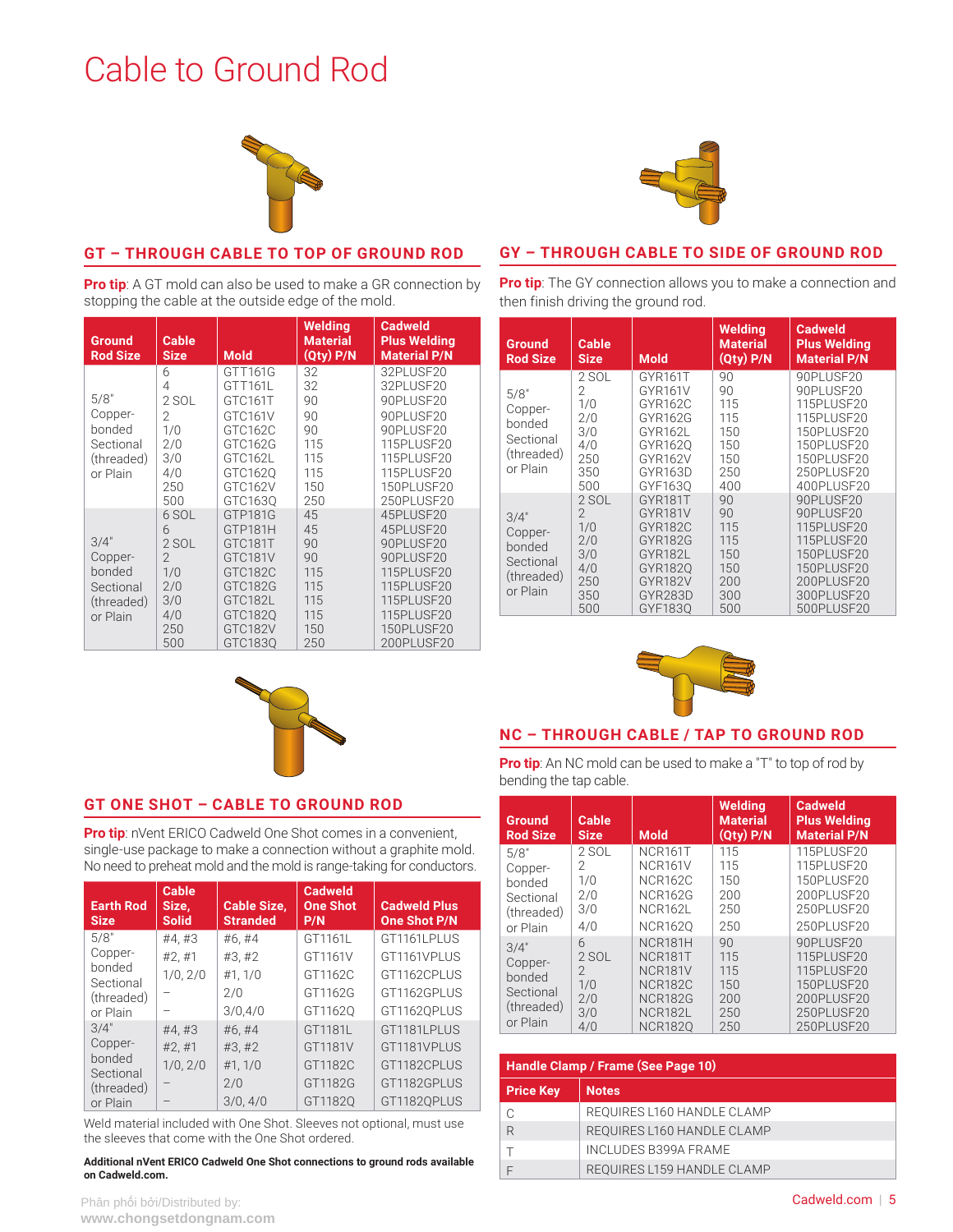# Cable to Ground Rod

## GT – THROUGH CABLE TO TOP OF GROUND ROD

**Pro tip**: A GT mold can also be used to make a GR connection by stopping the cable at the outside edge of the mold.

| Ground Rod Size | Cable Size | Mold | Welding Material (Qty) P/N | Cadweld Plus Welding Material P/N |
|---|---|---|---|---|
| 5/8" Copper-bonded Sectional (threaded) or Plain | 6 | GTT161G | 32 | 32PLUSF20 |
| | 4 | GTT161L | 32 | 32PLUSF20 |
| | 2 SOL | GTC161T | 90 | 90PLUSF20 |
| | 2 | GTC161V | 90 | 90PLUSF20 |
| | 1/0 | GTC162C | 90 | 90PLUSF20 |
| | 2/0 | GTC162G | 115 | 115PLUSF20 |
| | 3/0 | GTC162L | 115 | 115PLUSF20 |
| | 4/0 | GTC162Q | 115 | 115PLUSF20 |
| | 250 | GTC162V | 150 | 150PLUSF20 |
| | 500 | GTC163Q | 250 | 250PLUSF20 |
| 3/4" Copper-bonded Sectional (threaded) or Plain | 6 SOL | GTP181G | 45 | 45PLUSF20 |
| | 6 | GTP181H | 45 | 45PLUSF20 |
| | 2 SOL | GTC181T | 90 | 90PLUSF20 |
| | 2 | GTC181V | 90 | 90PLUSF20 |
| | 1/0 | GTC182C | 115 | 115PLUSF20 |
| | 2/0 | GTC182G | 115 | 115PLUSF20 |
| | 3/0 | GTC182L | 115 | 115PLUSF20 |
| | 4/0 | GTC182Q | 115 | 115PLUSF20 |
| | 250 | GTC182V | 150 | 150PLUSF20 |
| | 500 | GTC183Q | 250 | 200PLUSF20 |

## GY – THROUGH CABLE TO SIDE OF GROUND ROD

**Pro tip**: The GY connection allows you to make a connection and then finish driving the ground rod.

| Ground Rod Size | Cable Size | Mold | Welding Material (Qty) P/N | Cadweld Plus Welding Material P/N |
|---|---|---|---|---|
| 5/8" Copper-bonded Sectional (threaded) or Plain | 2 SOL | GYR161T | 90 | 90PLUSF20 |
| | 2 | GYR161V | 90 | 90PLUSF20 |
| | 1/0 | GYR162C | 115 | 115PLUSF20 |
| | 2/0 | GYR162G | 115 | 115PLUSF20 |
| | 3/0 | GYR162L | 150 | 150PLUSF20 |
| | 4/0 | GYR162Q | 150 | 150PLUSF20 |
| | 250 | GYR162V | 150 | 150PLUSF20 |
| | 350 | GYR163D | 250 | 250PLUSF20 |
| | 500 | GYF163Q | 400 | 400PLUSF20 |
| 3/4" Copper-bonded Sectional (threaded) or Plain | 2 SOL | GYR181T | 90 | 90PLUSF20 |
| | 2 | GYR181V | 90 | 90PLUSF20 |
| | 1/0 | GYR182C | 115 | 115PLUSF20 |
| | 2/0 | GYR182G | 115 | 115PLUSF20 |
| | 3/0 | GYR182L | 150 | 150PLUSF20 |
| | 4/0 | GYR182Q | 150 | 150PLUSF20 |
| | 250 | GYR182V | 200 | 200PLUSF20 |
| | 350 | GYR283D | 300 | 300PLUSF20 |
| | 500 | GYF183Q | 500 | 500PLUSF20 |

## GT ONE SHOT – CABLE TO GROUND ROD

**Pro tip**: nVent ERICO Cadweld One Shot comes in a convenient, single-use package to make a connection without a graphite mold. No need to preheat mold and the mold is range-taking for conductors.

| Earth Rod Size | Cable Size, Solid | Cable Size, Stranded | Cadweld One Shot P/N | Cadweld Plus One Shot P/N |
|---|---|---|---|---|
| 5/8" Copper-bonded Sectional (threaded) or Plain | #4, #3 | #6, #4 | GT1161L | GT1161LPLUS |
| | #2, #1 | #3, #2 | GT1161V | GT1161VPLUS |
| | 1/0, 2/0 | #1, 1/0 | GT1162C | GT1162CPLUS |
| | – | 2/0 | GT1162G | GT1162GPLUS |
| | – | 3/0,4/0 | GT1162Q | GT1162QPLUS |
| 3/4" Copper-bonded Sectional (threaded) or Plain | #4, #3 | #6, #4 | GT1181L | GT1181LPLUS |
| | #2, #1 | #3, #2 | GT1181V | GT1181VPLUS |
| | 1/0, 2/0 | #1, 1/0 | GT1182C | GT1182CPLUS |
| | – | 2/0 | GT1182G | GT1182GPLUS |
| | – | 3/0, 4/0 | GT1182Q | GT1182QPLUS |

Weld material included with One Shot. Sleeves not optional, must use the sleeves that come with the One Shot ordered.

**Additional nVent ERICO Cadweld One Shot connections to ground rods available on Cadweld.com.**

## NC – THROUGH CABLE / TAP TO GROUND ROD

**Pro tip**: An NC mold can be used to make a "T" to top of rod by bending the tap cable.

| Ground Rod Size | Cable Size | Mold | Welding Material (Qty) P/N | Cadweld Plus Welding Material P/N |
|---|---|---|---|---|
| 5/8" Copper-bonded Sectional (threaded) or Plain | 2 SOL | NCR161T | 115 | 115PLUSF20 |
| | 2 | NCR161V | 115 | 115PLUSF20 |
| | 1/0 | NCR162C | 150 | 150PLUSF20 |
| | 2/0 | NCR162G | 200 | 200PLUSF20 |
| | 3/0 | NCR162L | 250 | 250PLUSF20 |
| | 4/0 | NCR162Q | 250 | 250PLUSF20 |
| 3/4" Copper-bonded Sectional (threaded) or Plain | 6 | NCR181H | 90 | 90PLUSF20 |
| | 2 SOL | NCR181T | 115 | 115PLUSF20 |
| | 2 | NCR181V | 115 | 115PLUSF20 |
| | 1/0 | NCR182C | 150 | 150PLUSF20 |
| | 2/0 | NCR182G | 200 | 200PLUSF20 |
| | 3/0 | NCR182L | 250 | 250PLUSF20 |
| | 4/0 | NCR182Q | 250 | 250PLUSF20 |

| Handle Clamp / Frame (See Page 10) | |
|---|---|
| **Price Key** | **Notes** |
| C | REQUIRES L160 HANDLE CLAMP |
| R | REQUIRES L160 HANDLE CLAMP |
| T | INCLUDES B399A FRAME |
| F | REQUIRES L159 HANDLE CLAMP |

Phân phối bởi/Distributed by: www.chongsetdongnam.com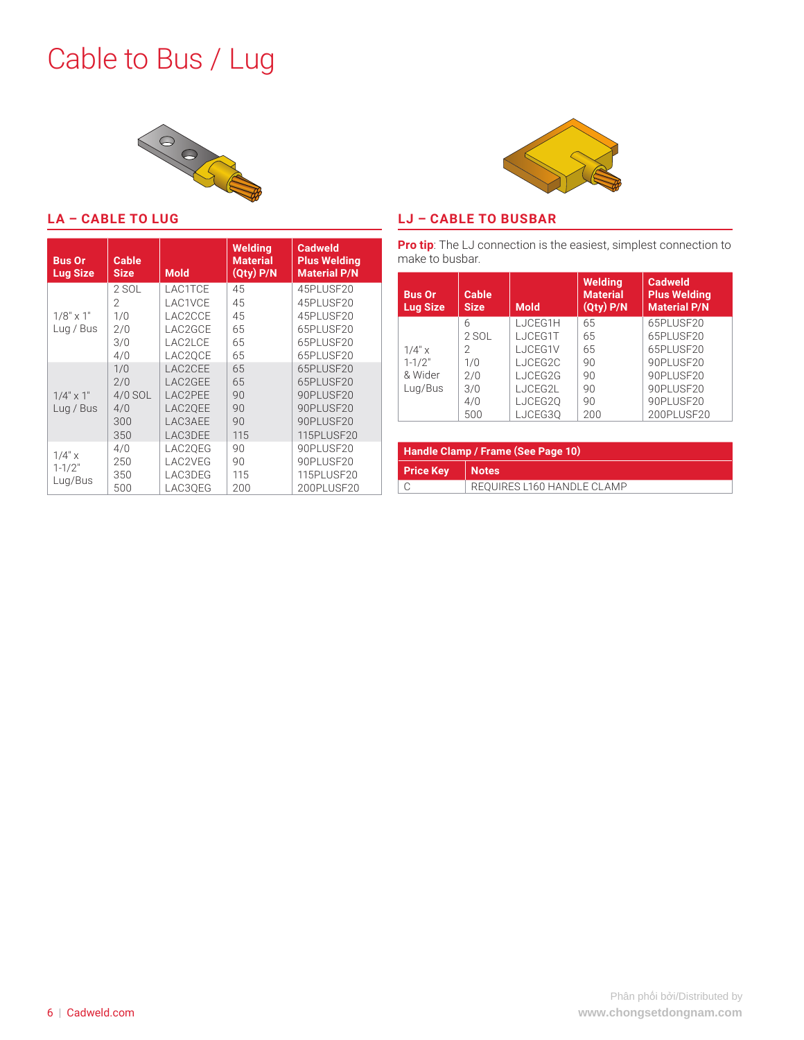# Cable to Bus / Lug

## LA – CABLE TO LUG

| Bus Or Lug Size | Cable Size | Mold | Welding Material (Qty) P/N | Cadweld Plus Welding Material P/N |
|---|---|---|---|---|
| 1/8" x 1" Lug / Bus | 2 SOL | LAC1TCE | 45 | 45PLUSF20 |
| | 2 | LAC1VCE | 45 | 45PLUSF20 |
| | 1/0 | LAC2CCE | 45 | 45PLUSF20 |
| | 2/0 | LAC2GCE | 65 | 65PLUSF20 |
| | 3/0 | LAC2LCE | 65 | 65PLUSF20 |
| | 4/0 | LAC2QCE | 65 | 65PLUSF20 |
| 1/4" x 1" Lug / Bus | 1/0 | LAC2CEE | 65 | 65PLUSF20 |
| | 2/0 | LAC2GEE | 65 | 65PLUSF20 |
| | 4/0 SOL | LAC2PEE | 90 | 90PLUSF20 |
| | 4/0 | LAC2QEE | 90 | 90PLUSF20 |
| | 300 | LAC3AEE | 90 | 90PLUSF20 |
| | 350 | LAC3DEE | 115 | 115PLUSF20 |
| 1/4" x 1-1/2" Lug/Bus | 4/0 | LAC2QEG | 90 | 90PLUSF20 |
| | 250 | LAC2VEG | 90 | 90PLUSF20 |
| | 350 | LAC3DEG | 115 | 115PLUSF20 |
| | 500 | LAC3QEG | 200 | 200PLUSF20 |

## LJ – CABLE TO BUSBAR

**Pro tip**: The LJ connection is the easiest, simplest connection to make to busbar.

| Bus Or Lug Size | Cable Size | Mold | Welding Material (Qty) P/N | Cadweld Plus Welding Material P/N |
|---|---|---|---|---|
| 1/4" x 1-1/2" & Wider Lug/Bus | 6 | LJCEG1H | 65 | 65PLUSF20 |
| | 2 SOL | LJCEG1T | 65 | 65PLUSF20 |
| | 2 | LJCEG1V | 65 | 65PLUSF20 |
| | 1/0 | LJCEG2C | 90 | 90PLUSF20 |
| | 2/0 | LJCEG2G | 90 | 90PLUSF20 |
| | 3/0 | LJCEG2L | 90 | 90PLUSF20 |
| | 4/0 | LJCEG2Q | 90 | 90PLUSF20 |
| | 500 | LJCEG3Q | 200 | 200PLUSF20 |

| Handle Clamp / Frame (See Page 10) | |
|---|---|
| **Price Key** | **Notes** |
| C | REQUIRES L160 HANDLE CLAMP |

Phân phối bởi/Distributed by
www.chongsetdongnam.com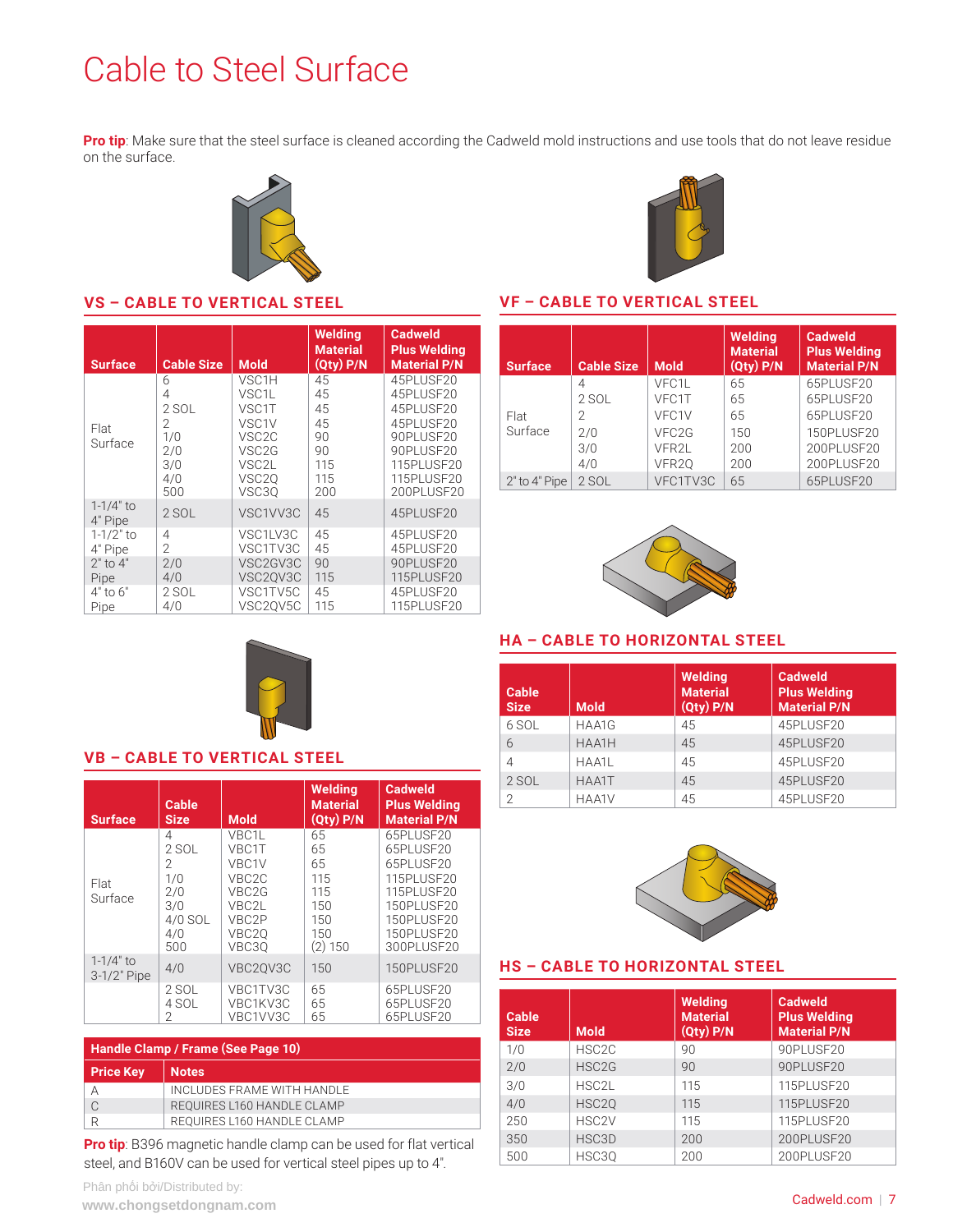# Cable to Steel Surface

**Pro tip**: Make sure that the steel surface is cleaned according the Cadweld mold instructions and use tools that do not leave residue on the surface.

## VS – CABLE TO VERTICAL STEEL

| Surface | Cable Size | Mold | Welding Material (Qty) P/N | Cadweld Plus Welding Material P/N |
|---|---|---|---|---|
| Flat Surface | 6 | VSC1H | 45 | 45PLUSF20 |
| | 4 | VSC1L | 45 | 45PLUSF20 |
| | 2 SOL | VSC1T | 45 | 45PLUSF20 |
| | 2 | VSC1V | 45 | 45PLUSF20 |
| | 1/0 | VSC2C | 90 | 90PLUSF20 |
| | 2/0 | VSC2G | 90 | 90PLUSF20 |
| | 3/0 | VSC2L | 115 | 115PLUSF20 |
| | 4/0 | VSC2Q | 115 | 115PLUSF20 |
| | 500 | VSC3Q | 200 | 200PLUSF20 |
| 1-1/4" to 4" Pipe | 2 SOL | VSC1VV3C | 45 | 45PLUSF20 |
| 1-1/2" to 4" Pipe | 4 | VSC1LV3C | 45 | 45PLUSF20 |
| | 2 | VSC1TV3C | 45 | 45PLUSF20 |
| 2" to 4" Pipe | 2/0 | VSC2GV3C | 90 | 90PLUSF20 |
| | 4/0 | VSC2QV3C | 115 | 115PLUSF20 |
| 4" to 6" Pipe | 2 SOL | VSC1TV5C | 45 | 45PLUSF20 |
| | 4/0 | VSC2QV5C | 115 | 115PLUSF20 |

## VF – CABLE TO VERTICAL STEEL

| Surface | Cable Size | Mold | Welding Material (Qty) P/N | Cadweld Plus Welding Material P/N |
|---|---|---|---|---|
| Flat Surface | 4 | VFC1L | 65 | 65PLUSF20 |
| | 2 SOL | VFC1T | 65 | 65PLUSF20 |
| | 2 | VFC1V | 65 | 65PLUSF20 |
| | 2/0 | VFC2G | 150 | 150PLUSF20 |
| | 3/0 | VFR2L | 200 | 200PLUSF20 |
| | 4/0 | VFR2Q | 200 | 200PLUSF20 |
| 2" to 4" Pipe | 2 SOL | VFC1TV3C | 65 | 65PLUSF20 |

## HA – CABLE TO HORIZONTAL STEEL

| Cable Size | Mold | Welding Material (Qty) P/N | Cadweld Plus Welding Material P/N |
|---|---|---|---|
| 6 SOL | HAA1G | 45 | 45PLUSF20 |
| 6 | HAA1H | 45 | 45PLUSF20 |
| 4 | HAA1L | 45 | 45PLUSF20 |
| 2 SOL | HAA1T | 45 | 45PLUSF20 |
| 2 | HAA1V | 45 | 45PLUSF20 |

## VB – CABLE TO VERTICAL STEEL

| Surface | Cable Size | Mold | Welding Material (Qty) P/N | Cadweld Plus Welding Material P/N |
|---|---|---|---|---|
| Flat Surface | 4 | VBC1L | 65 | 65PLUSF20 |
| | 2 SOL | VBC1T | 65 | 65PLUSF20 |
| | 2 | VBC1V | 65 | 65PLUSF20 |
| | 1/0 | VBC2C | 115 | 115PLUSF20 |
| | 2/0 | VBC2G | 115 | 115PLUSF20 |
| | 3/0 | VBC2L | 150 | 150PLUSF20 |
| | 4/0 SOL | VBC2P | 150 | 150PLUSF20 |
| | 4/0 | VBC2Q | 150 | 150PLUSF20 |
| | 500 | VBC3Q | (2) 150 | 300PLUSF20 |
| 1-1/4" to 3-1/2" Pipe | 4/0 | VBC2QV3C | 150 | 150PLUSF20 |
| | 2 SOL | VBC1TV3C | 65 | 65PLUSF20 |
| | 4 SOL | VBC1KV3C | 65 | 65PLUSF20 |
| | 2 | VBC1VV3C | 65 | 65PLUSF20 |

## HS – CABLE TO HORIZONTAL STEEL

| Cable Size | Mold | Welding Material (Qty) P/N | Cadweld Plus Welding Material P/N |
|---|---|---|---|
| 1/0 | HSC2C | 90 | 90PLUSF20 |
| 2/0 | HSC2G | 90 | 90PLUSF20 |
| 3/0 | HSC2L | 115 | 115PLUSF20 |
| 4/0 | HSC2Q | 115 | 115PLUSF20 |
| 250 | HSC2V | 115 | 115PLUSF20 |
| 350 | HSC3D | 200 | 200PLUSF20 |
| 500 | HSC3Q | 200 | 200PLUSF20 |

**Handle Clamp / Frame (See Page 10)**

| Price Key | Notes |
|---|---|
| A | INCLUDES FRAME WITH HANDLE |
| C | REQUIRES L160 HANDLE CLAMP |
| R | REQUIRES L160 HANDLE CLAMP |

**Pro tip**: B396 magnetic handle clamp can be used for flat vertical steel, and B160V can be used for vertical steel pipes up to 4".

Phân phối bởi/Distributed by:
www.chongsetdongnam.com

Cadweld.com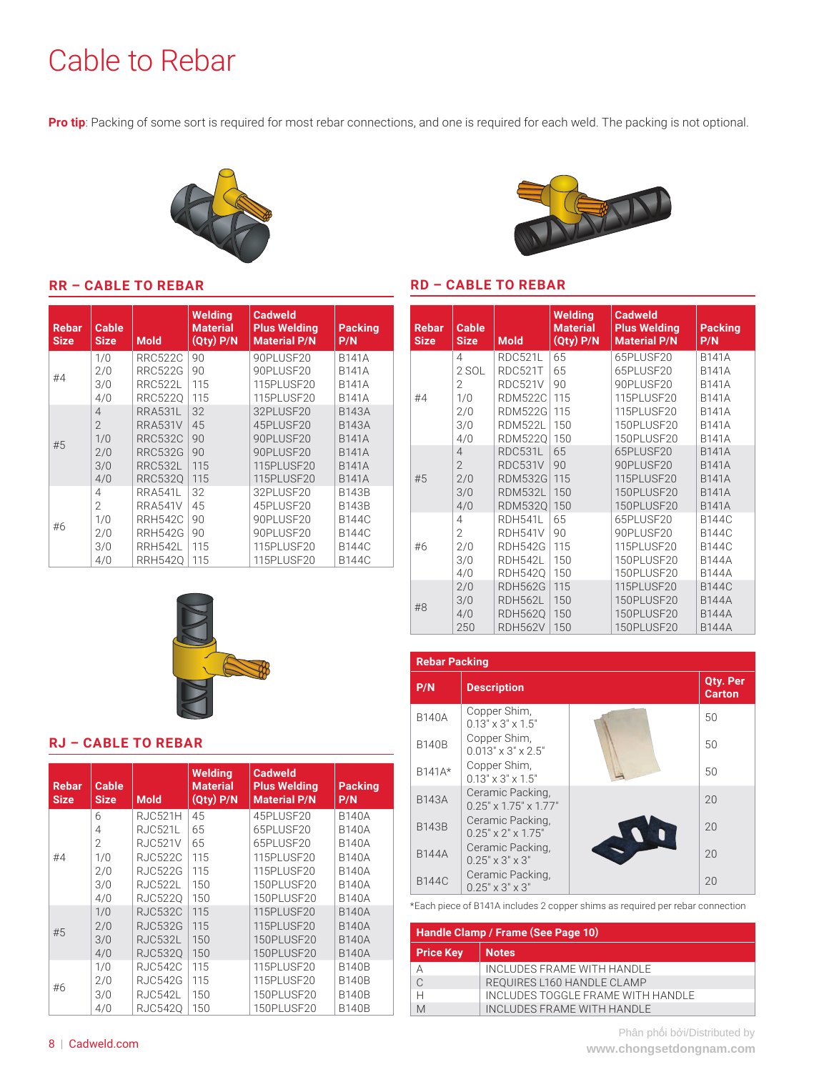# Cable to Rebar

**Pro tip**: Packing of some sort is required for most rebar connections, and one is required for each weld. The packing is not optional.

## RR – CABLE TO REBAR

| Rebar Size | Cable Size | Mold | Welding Material (Qty) P/N | Cadweld Plus Welding Material P/N | Packing P/N |
|---|---|---|---|---|---|
| #4 | 1/0 | RRC522C | 90 | 90PLUSF20 | B141A |
| | 2/0 | RRC522G | 90 | 90PLUSF20 | B141A |
| | 3/0 | RRC522L | 115 | 115PLUSF20 | B141A |
| | 4/0 | RRC522Q | 115 | 115PLUSF20 | B141A |
| #5 | 4 | RRA531L | 32 | 32PLUSF20 | B143A |
| | 2 | RRA531V | 45 | 45PLUSF20 | B143A |
| | 1/0 | RRC532C | 90 | 90PLUSF20 | B141A |
| | 2/0 | RRC532G | 90 | 90PLUSF20 | B141A |
| | 3/0 | RRC532L | 115 | 115PLUSF20 | B141A |
| | 4/0 | RRC532Q | 115 | 115PLUSF20 | B141A |
| #6 | 4 | RRA541L | 32 | 32PLUSF20 | B143B |
| | 2 | RRA541V | 45 | 45PLUSF20 | B143B |
| | 1/0 | RRH542C | 90 | 90PLUSF20 | B144C |
| | 2/0 | RRH542G | 90 | 90PLUSF20 | B144C |
| | 3/0 | RRH542L | 115 | 115PLUSF20 | B144C |
| | 4/0 | RRH542Q | 115 | 115PLUSF20 | B144C |

## RJ – CABLE TO REBAR

| Rebar Size | Cable Size | Mold | Welding Material (Qty) P/N | Cadweld Plus Welding Material P/N | Packing P/N |
|---|---|---|---|---|---|
| #4 | 6 | RJC521H | 45 | 45PLUSF20 | B140A |
| | 4 | RJC521L | 65 | 65PLUSF20 | B140A |
| | 2 | RJC521V | 65 | 65PLUSF20 | B140A |
| | 1/0 | RJC522C | 115 | 115PLUSF20 | B140A |
| | 2/0 | RJC522G | 115 | 115PLUSF20 | B140A |
| | 3/0 | RJC522L | 150 | 150PLUSF20 | B140A |
| | 4/0 | RJC522Q | 150 | 150PLUSF20 | B140A |
| #5 | 1/0 | RJC532C | 115 | 115PLUSF20 | B140A |
| | 2/0 | RJC532G | 115 | 115PLUSF20 | B140A |
| | 3/0 | RJC532L | 150 | 150PLUSF20 | B140A |
| | 4/0 | RJC532Q | 150 | 150PLUSF20 | B140A |
| #6 | 1/0 | RJC542C | 115 | 115PLUSF20 | B140B |
| | 2/0 | RJC542G | 115 | 115PLUSF20 | B140B |
| | 3/0 | RJC542L | 150 | 150PLUSF20 | B140B |
| | 4/0 | RJC542Q | 150 | 150PLUSF20 | B140B |

## RD – CABLE TO REBAR

| Rebar Size | Cable Size | Mold | Welding Material (Qty) P/N | Cadweld Plus Welding Material P/N | Packing P/N |
|---|---|---|---|---|---|
| #4 | 4 | RDC521L | 65 | 65PLUSF20 | B141A |
| | 2 SOL | RDC521T | 65 | 65PLUSF20 | B141A |
| | 2 | RDC521V | 90 | 90PLUSF20 | B141A |
| | 1/0 | RDM522C | 115 | 115PLUSF20 | B141A |
| | 2/0 | RDM522G | 115 | 115PLUSF20 | B141A |
| | 3/0 | RDM522L | 150 | 150PLUSF20 | B141A |
| | 4/0 | RDM522Q | 150 | 150PLUSF20 | B141A |
| #5 | 4 | RDC531L | 65 | 65PLUSF20 | B141A |
| | 2 | RDC531V | 90 | 90PLUSF20 | B141A |
| | 2/0 | RDM532G | 115 | 115PLUSF20 | B141A |
| | 3/0 | RDM532L | 150 | 150PLUSF20 | B141A |
| | 4/0 | RDM532Q | 150 | 150PLUSF20 | B141A |
| #6 | 4 | RDH541L | 65 | 65PLUSF20 | B144C |
| | 2 | RDH541V | 90 | 90PLUSF20 | B144C |
| | 2/0 | RDH542G | 115 | 115PLUSF20 | B144C |
| | 3/0 | RDH542L | 150 | 150PLUSF20 | B144A |
| | 4/0 | RDH542Q | 150 | 150PLUSF20 | B144A |
| #8 | 2/0 | RDH562G | 115 | 115PLUSF20 | B144C |
| | 3/0 | RDH562L | 150 | 150PLUSF20 | B144A |
| | 4/0 | RDH562Q | 150 | 150PLUSF20 | B144A |
| | 250 | RDH562V | 150 | 150PLUSF20 | B144A |

### Rebar Packing

| P/N | Description | Qty. Per Carton |
|---|---|---|
| B140A | Copper Shim, 0.13" x 3" x 1.5" | 50 |
| B140B | Copper Shim, 0.013" x 3" x 2.5" | 50 |
| B141A* | Copper Shim, 0.13" x 3" x 1.5" | 50 |
| B143A | Ceramic Packing, 0.25" x 1.75" x 1.77" | 20 |
| B143B | Ceramic Packing, 0.25" x 2" x 1.75" | 20 |
| B144A | Ceramic Packing, 0.25" x 3" x 3" | 20 |
| B144C | Ceramic Packing, 0.25" x 3" x 3" | 20 |

*Each piece of B141A includes 2 copper shims as required per rebar connection

### Handle Clamp / Frame (See Page 10)

| Price Key | Notes |
|---|---|
| A | INCLUDES FRAME WITH HANDLE |
| C | REQUIRES L160 HANDLE CLAMP |
| H | INCLUDES TOGGLE FRAME WITH HANDLE |
| M | INCLUDES FRAME WITH HANDLE |

Phân phối bởi/Distributed by
www.chongsetdongnam.com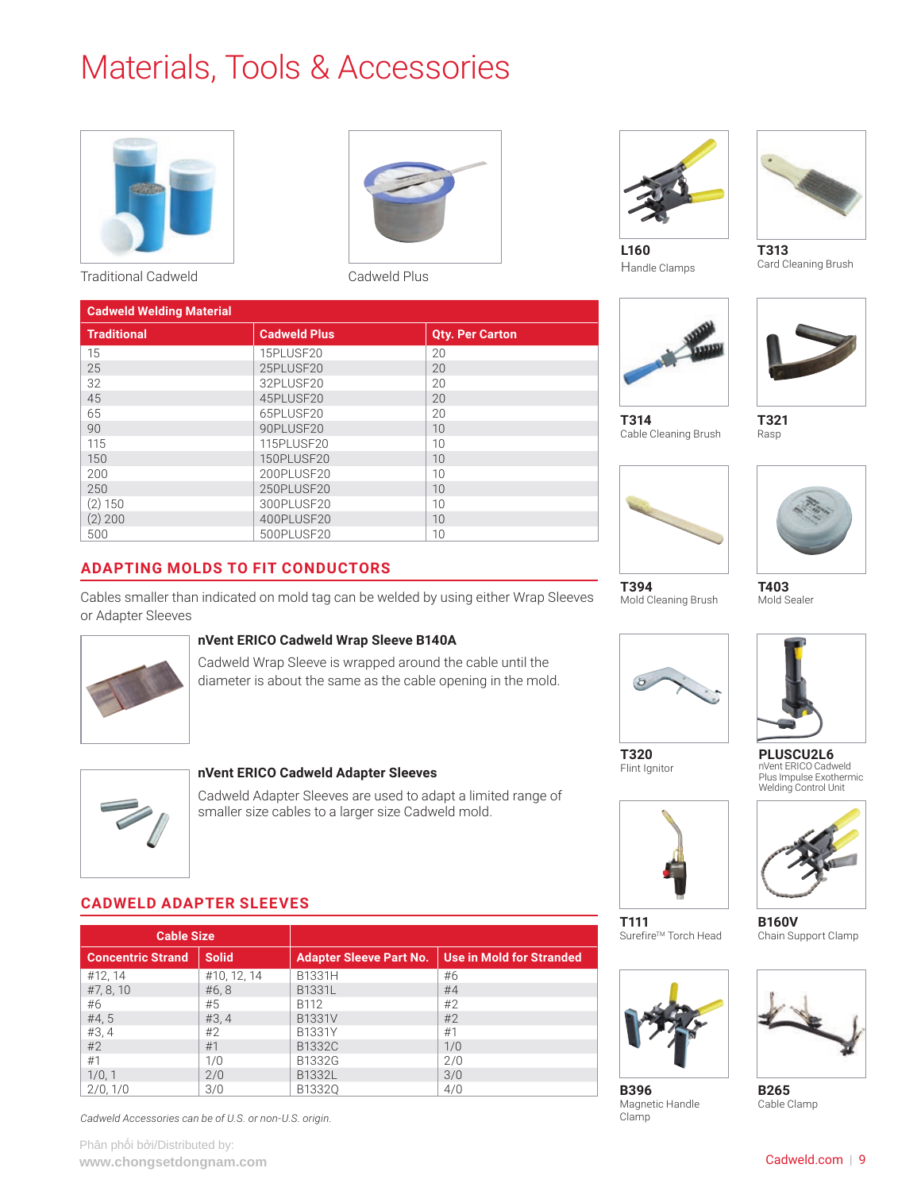# Materials, Tools & Accessories

Traditional Cadweld

Cadweld Plus

| Cadweld Welding Material | | |
|---|---|---|
| **Traditional** | **Cadweld Plus** | **Qty. Per Carton** |
| 15 | 15PLUSF20 | 20 |
| 25 | 25PLUSF20 | 20 |
| 32 | 32PLUSF20 | 20 |
| 45 | 45PLUSF20 | 20 |
| 65 | 65PLUSF20 | 20 |
| 90 | 90PLUSF20 | 10 |
| 115 | 115PLUSF20 | 10 |
| 150 | 150PLUSF20 | 10 |
| 200 | 200PLUSF20 | 10 |
| 250 | 250PLUSF20 | 10 |
| (2) 150 | 300PLUSF20 | 10 |
| (2) 200 | 400PLUSF20 | 10 |
| 500 | 500PLUSF20 | 10 |

## ADAPTING MOLDS TO FIT CONDUCTORS

Cables smaller than indicated on mold tag can be welded by using either Wrap Sleeves or Adapter Sleeves

### nVent ERICO Cadweld Wrap Sleeve B140A

Cadweld Wrap Sleeve is wrapped around the cable until the diameter is about the same as the cable opening in the mold.

### nVent ERICO Cadweld Adapter Sleeves

Cadweld Adapter Sleeves are used to adapt a limited range of smaller size cables to a larger size Cadweld mold.

## CADWELD ADAPTER SLEEVES

| Cable Size | | | |
|---|---|---|---|
| **Concentric Strand** | **Solid** | **Adapter Sleeve Part No.** | **Use in Mold for Stranded** |
| #12, 14 | #10, 12, 14 | B1331H | #6 |
| #7, 8, 10 | #6, 8 | B1331L | #4 |
| #6 | #5 | B112 | #2 |
| #4, 5 | #3, 4 | B1331V | #2 |
| #3, 4 | #2 | B1331Y | #1 |
| #2 | #1 | B1332C | 1/0 |
| #1 | 1/0 | B1332G | 2/0 |
| 1/0, 1 | 2/0 | B1332L | 3/0 |
| 2/0, 1/0 | 3/0 | B1332Q | 4/0 |

*Cadweld Accessories can be of U.S. or non-U.S. origin.*

**L160**
Handle Clamps

**T313**
Card Cleaning Brush

**T314**
Cable Cleaning Brush

**T321**
Rasp

**T394**
Mold Cleaning Brush

**T403**
Mold Sealer

**T320**
Flint Ignitor

**PLUSCU2L6**
nVent ERICO Cadweld Plus Impulse Exothermic Welding Control Unit

**T111**
Surefire™ Torch Head

**B160V**
Chain Support Clamp

**B396**
Magnetic Handle Clamp

**B265**
Cable Clamp

Phân phối bởi/Distributed by:
**www.chongsetdongnam.com**

Cadweld.com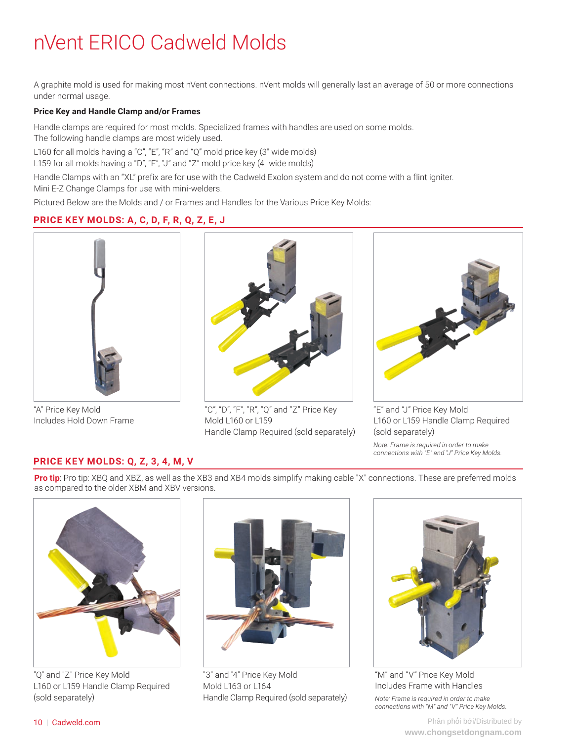# nVent ERICO Cadweld Molds

A graphite mold is used for making most nVent connections. nVent molds will generally last an average of 50 or more connections under normal usage.

**Price Key and Handle Clamp and/or Frames**

Handle clamps are required for most molds. Specialized frames with handles are used on some molds.
The following handle clamps are most widely used.

L160 for all molds having a "C", "E", "R" and "Q" mold price key (3" wide molds)
L159 for all molds having a "D", "F", "J" and "Z" mold price key (4" wide molds)

Handle Clamps with an "XL" prefix are for use with the Cadweld Exolon system and do not come with a flint igniter.
Mini E-Z Change Clamps for use with mini-welders.

Pictured Below are the Molds and / or Frames and Handles for the Various Price Key Molds:

## PRICE KEY MOLDS: A, C, D, F, R, Q, Z, E, J

"A" Price Key Mold
Includes Hold Down Frame

"C", "D", "F", "R", "Q" and "Z" Price Key
Mold L160 or L159
Handle Clamp Required (sold separately)

"E" and "J" Price Key Mold
L160 or L159 Handle Clamp Required
(sold separately)

*Note: Frame is required in order to make connections with "E" and "J" Price Key Molds.*

## PRICE KEY MOLDS: Q, Z, 3, 4, M, V

**Pro tip**: Pro tip: XBQ and XBZ, as well as the XB3 and XB4 molds simplify making cable "X" connections. These are preferred molds as compared to the older XBM and XBV versions.

"Q" and "Z" Price Key Mold
L160 or L159 Handle Clamp Required
(sold separately)

"3" and "4" Price Key Mold
Mold L163 or L164
Handle Clamp Required (sold separately)

"M" and "V" Price Key Mold
Includes Frame with Handles

*Note: Frame is required in order to make connections with "M" and "V" Price Key Molds.*

Phân phối bởi/Distributed by
www.chongsetdongnam.com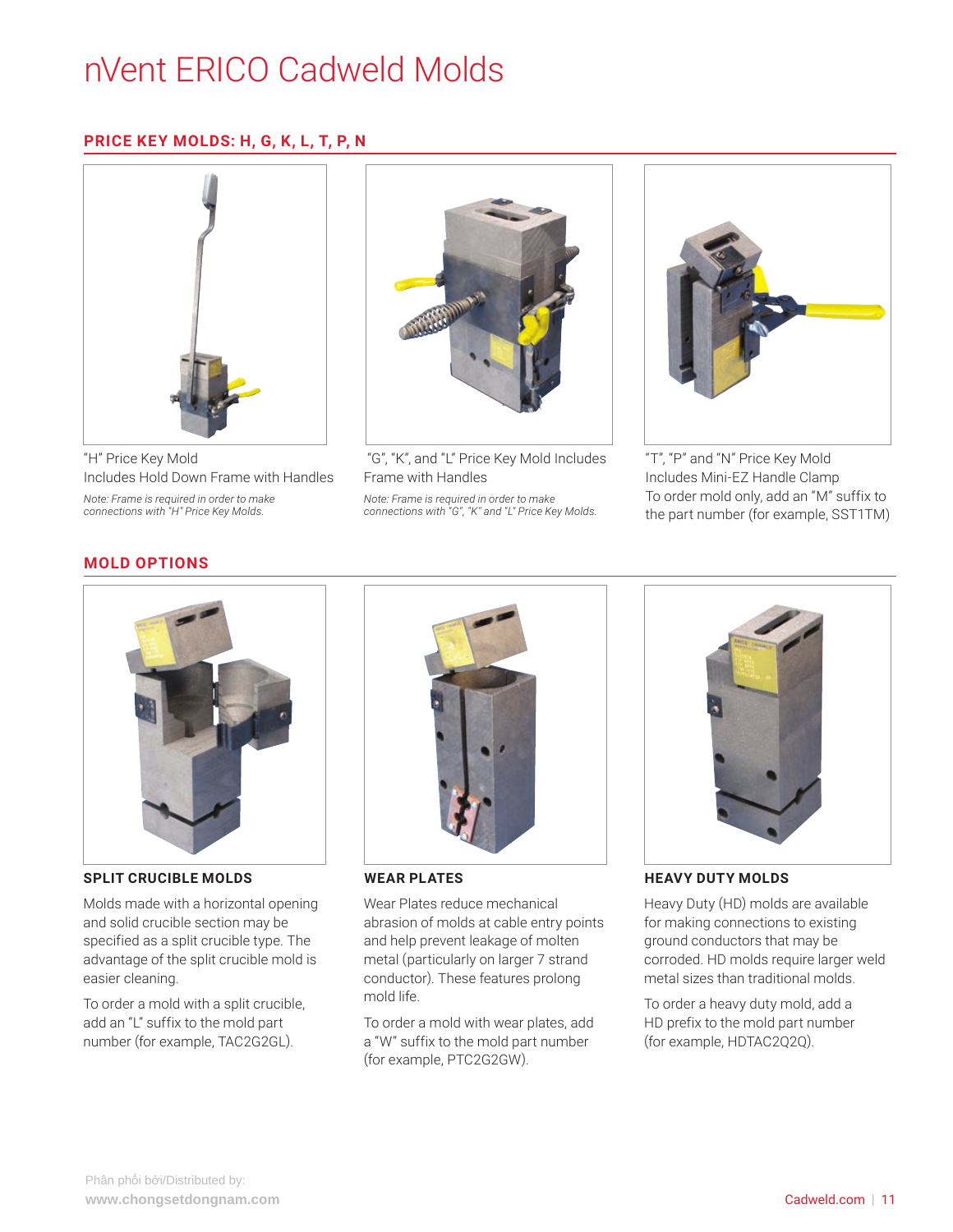# nVent ERICO Cadweld Molds

## PRICE KEY MOLDS: H, G, K, L, T, P, N

"H" Price Key Mold
Includes Hold Down Frame with Handles

*Note: Frame is required in order to make connections with "H" Price Key Molds.*

"G", "K", and "L" Price Key Mold Includes Frame with Handles

*Note: Frame is required in order to make connections with "G", "K" and "L" Price Key Molds.*

"T", "P" and "N" Price Key Mold
Includes Mini-EZ Handle Clamp
To order mold only, add an "M" suffix to the part number (for example, SST1TM)

## MOLD OPTIONS

### SPLIT CRUCIBLE MOLDS

Molds made with a horizontal opening and solid crucible section may be specified as a split crucible type. The advantage of the split crucible mold is easier cleaning.

To order a mold with a split crucible, add an "L" suffix to the mold part number (for example, TAC2G2GL).

### WEAR PLATES

Wear Plates reduce mechanical abrasion of molds at cable entry points and help prevent leakage of molten metal (particularly on larger 7 strand conductor). These features prolong mold life.

To order a mold with wear plates, add a "W" suffix to the mold part number (for example, PTC2G2GW).

### HEAVY DUTY MOLDS

Heavy Duty (HD) molds are available for making connections to existing ground conductors that may be corroded. HD molds require larger weld metal sizes than traditional molds.

To order a heavy duty mold, add a HD prefix to the mold part number (for example, HDTAC2Q2Q).

Phân phối bởi/Distributed by:
**www.chongsetdongnam.com**

Cadweld.com